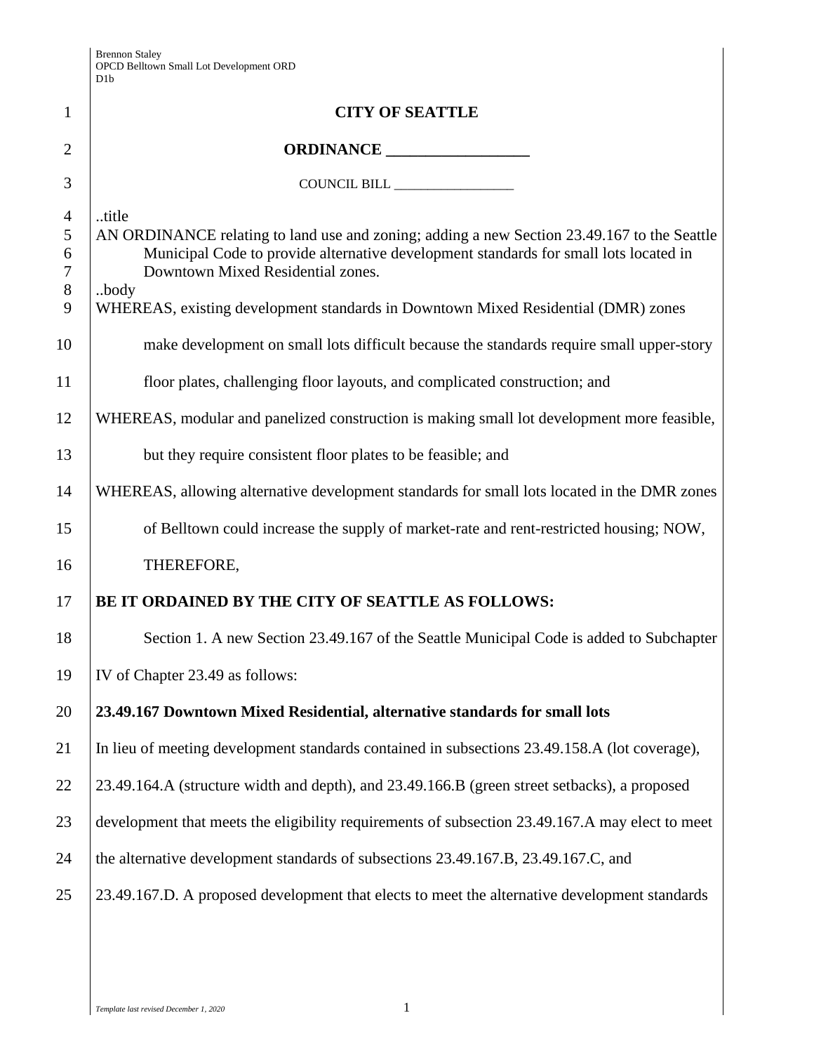Brennon Staley
OPCD Belltown Small Lot Development ORD
D1b

**CITY OF SEATTLE**

**ORDINANCE __________________**

COUNCIL BILL __________________

..title
AN ORDINANCE relating to land use and zoning; adding a new Section 23.49.167 to the Seattle Municipal Code to provide alternative development standards for small lots located in Downtown Mixed Residential zones.
..body
WHEREAS, existing development standards in Downtown Mixed Residential (DMR) zones make development on small lots difficult because the standards require small upper-story floor plates, challenging floor layouts, and complicated construction; and

WHEREAS, modular and panelized construction is making small lot development more feasible, but they require consistent floor plates to be feasible; and

WHEREAS, allowing alternative development standards for small lots located in the DMR zones of Belltown could increase the supply of market-rate and rent-restricted housing; NOW, THEREFORE,

**BE IT ORDAINED BY THE CITY OF SEATTLE AS FOLLOWS:**

Section 1. A new Section 23.49.167 of the Seattle Municipal Code is added to Subchapter IV of Chapter 23.49 as follows:

**23.49.167 Downtown Mixed Residential, alternative standards for small lots**

In lieu of meeting development standards contained in subsections 23.49.158.A (lot coverage), 23.49.164.A (structure width and depth), and 23.49.166.B (green street setbacks), a proposed development that meets the eligibility requirements of subsection 23.49.167.A may elect to meet the alternative development standards of subsections 23.49.167.B, 23.49.167.C, and 23.49.167.D. A proposed development that elects to meet the alternative development standards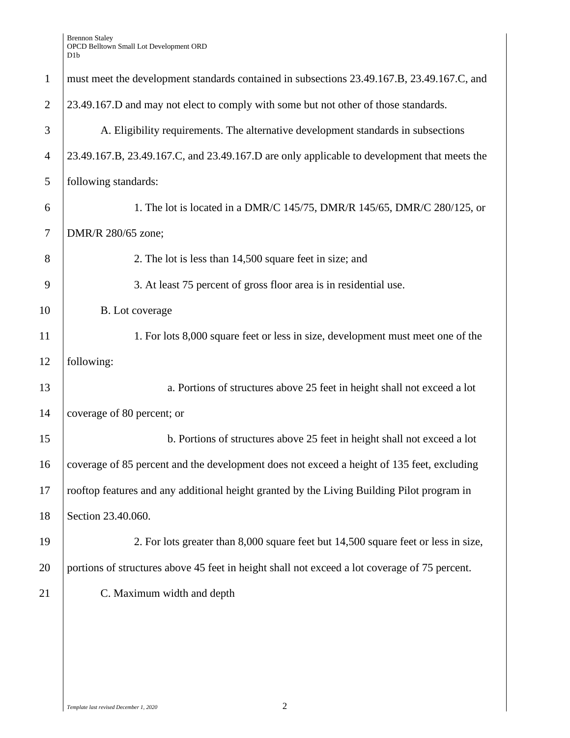must meet the development standards contained in subsections 23.49.167.B, 23.49.167.C, and 23.49.167.D and may not elect to comply with some but not other of those standards.

A. Eligibility requirements. The alternative development standards in subsections 23.49.167.B, 23.49.167.C, and 23.49.167.D are only applicable to development that meets the following standards:

1. The lot is located in a DMR/C 145/75, DMR/R 145/65, DMR/C 280/125, or DMR/R 280/65 zone;

2. The lot is less than 14,500 square feet in size; and

3. At least 75 percent of gross floor area is in residential use.

B. Lot coverage

1. For lots 8,000 square feet or less in size, development must meet one of the following:

a. Portions of structures above 25 feet in height shall not exceed a lot coverage of 80 percent; or

b. Portions of structures above 25 feet in height shall not exceed a lot coverage of 85 percent and the development does not exceed a height of 135 feet, excluding rooftop features and any additional height granted by the Living Building Pilot program in Section 23.40.060.

2. For lots greater than 8,000 square feet but 14,500 square feet or less in size, portions of structures above 45 feet in height shall not exceed a lot coverage of 75 percent.

C. Maximum width and depth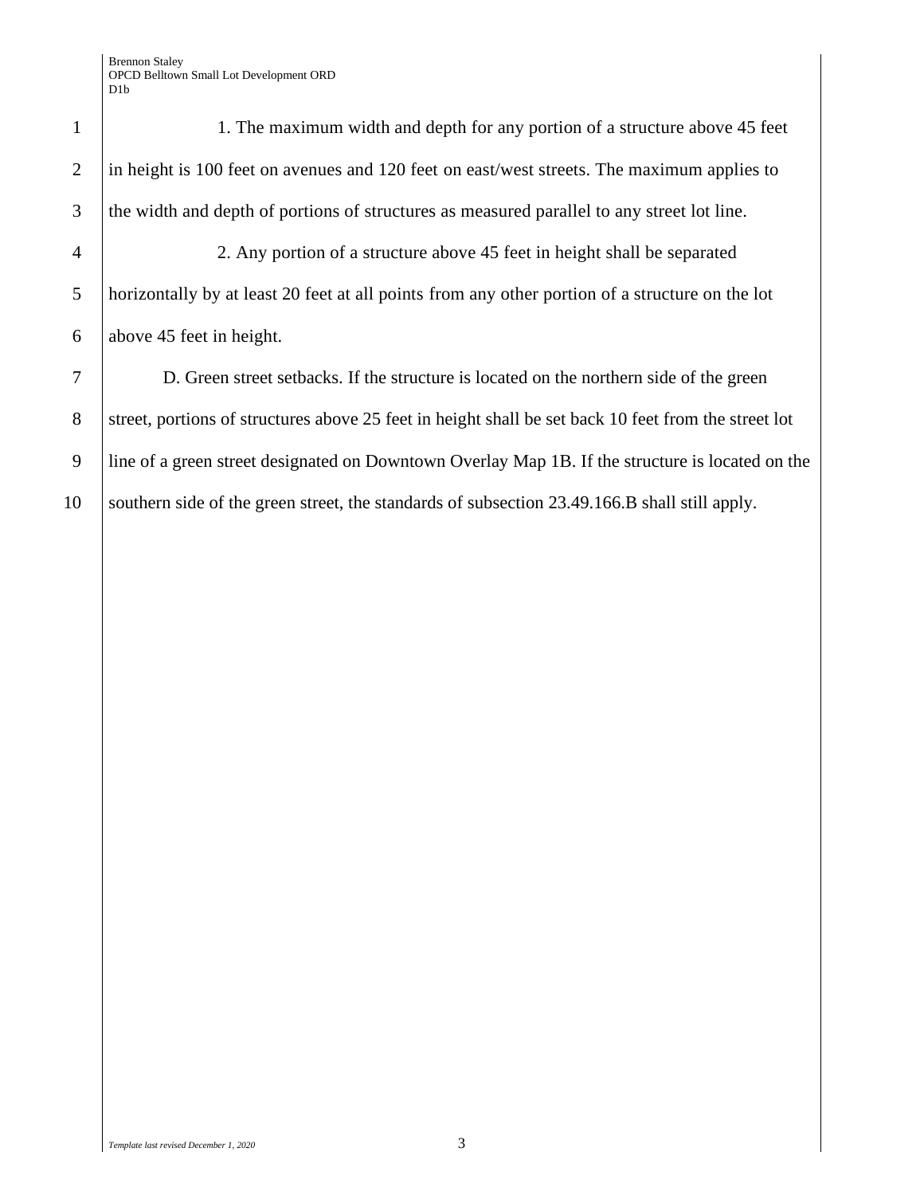1. The maximum width and depth for any portion of a structure above 45 feet in height is 100 feet on avenues and 120 feet on east/west streets. The maximum applies to the width and depth of portions of structures as measured parallel to any street lot line.

2. Any portion of a structure above 45 feet in height shall be separated horizontally by at least 20 feet at all points from any other portion of a structure on the lot above 45 feet in height.

D. Green street setbacks. If the structure is located on the northern side of the green street, portions of structures above 25 feet in height shall be set back 10 feet from the street lot line of a green street designated on Downtown Overlay Map 1B. If the structure is located on the southern side of the green street, the standards of subsection 23.49.166.B shall still apply.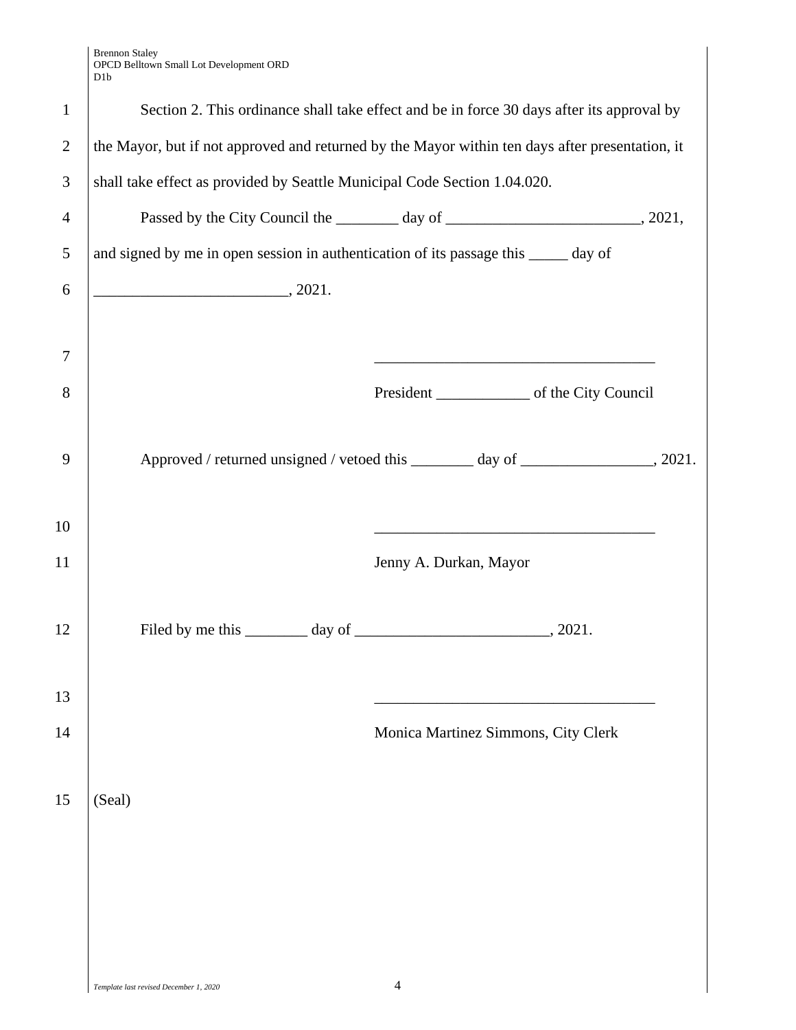Section 2. This ordinance shall take effect and be in force 30 days after its approval by the Mayor, but if not approved and returned by the Mayor within ten days after presentation, it shall take effect as provided by Seattle Municipal Code Section 1.04.020.

Passed by the City Council the ________ day of _________________________, 2021, and signed by me in open session in authentication of its passage this _____ day of _________________________, 2021.

____________________________________

President ____________ of the City Council

Approved / returned unsigned / vetoed this ________ day of _________________, 2021.

____________________________________

Jenny A. Durkan, Mayor

Filed by me this ________ day of _________________________, 2021.

____________________________________

Monica Martinez Simmons, City Clerk

(Seal)